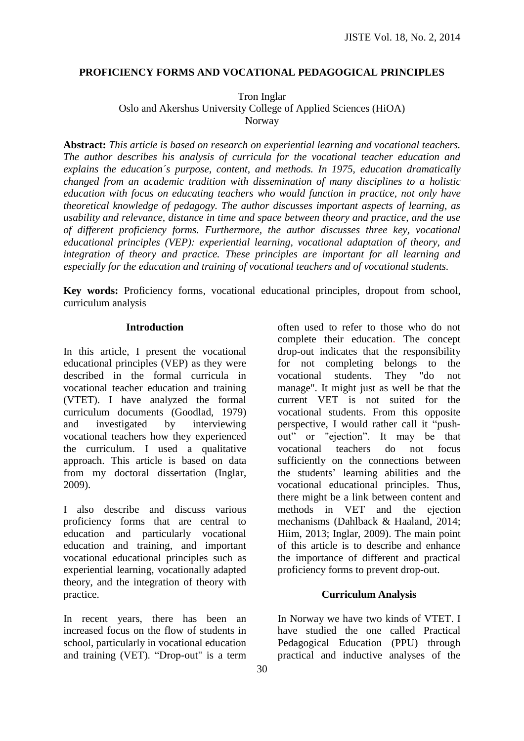# PROFICIENCY FORMS AND VOCATIONAL PEDAGOGICAL PRINCIPLES

Tron Inglar
Oslo and Akershus University College of Applied Sciences (HiOA)
Norway

**Abstract:** *This article is based on research on experiential learning and vocational teachers. The author describes his analysis of curricula for the vocational teacher education and explains the education´s purpose, content, and methods. In 1975, education dramatically changed from an academic tradition with dissemination of many disciplines to a holistic education with focus on educating teachers who would function in practice, not only have theoretical knowledge of pedagogy. The author discusses important aspects of learning, as usability and relevance, distance in time and space between theory and practice, and the use of different proficiency forms. Furthermore, the author discusses three key, vocational educational principles (VEP): experiential learning, vocational adaptation of theory, and integration of theory and practice. These principles are important for all learning and especially for the education and training of vocational teachers and of vocational students.*

**Key words:** Proficiency forms, vocational educational principles, dropout from school, curriculum analysis

## Introduction

In this article, I present the vocational educational principles (VEP) as they were described in the formal curricula in vocational teacher education and training (VTET). I have analyzed the formal curriculum documents (Goodlad, 1979) and investigated by interviewing vocational teachers how they experienced the curriculum. I used a qualitative approach. This article is based on data from my doctoral dissertation (Inglar, 2009).

I also describe and discuss various proficiency forms that are central to education and particularly vocational education and training, and important vocational educational principles such as experiential learning, vocationally adapted theory, and the integration of theory with practice.

In recent years, there has been an increased focus on the flow of students in school, particularly in vocational education and training (VET). "Drop-out" is a term often used to refer to those who do not complete their education. The concept drop-out indicates that the responsibility for not completing belongs to the vocational students. They "do not manage". It might just as well be that the current VET is not suited for the vocational students. From this opposite perspective, I would rather call it "push-out" or "ejection". It may be that vocational teachers do not focus sufficiently on the connections between the students' learning abilities and the vocational educational principles. Thus, there might be a link between content and methods in VET and the ejection mechanisms (Dahlback & Haaland, 2014; Hiim, 2013; Inglar, 2009). The main point of this article is to describe and enhance the importance of different and practical proficiency forms to prevent drop-out.

## Curriculum Analysis

In Norway we have two kinds of VTET. I have studied the one called Practical Pedagogical Education (PPU) through practical and inductive analyses of the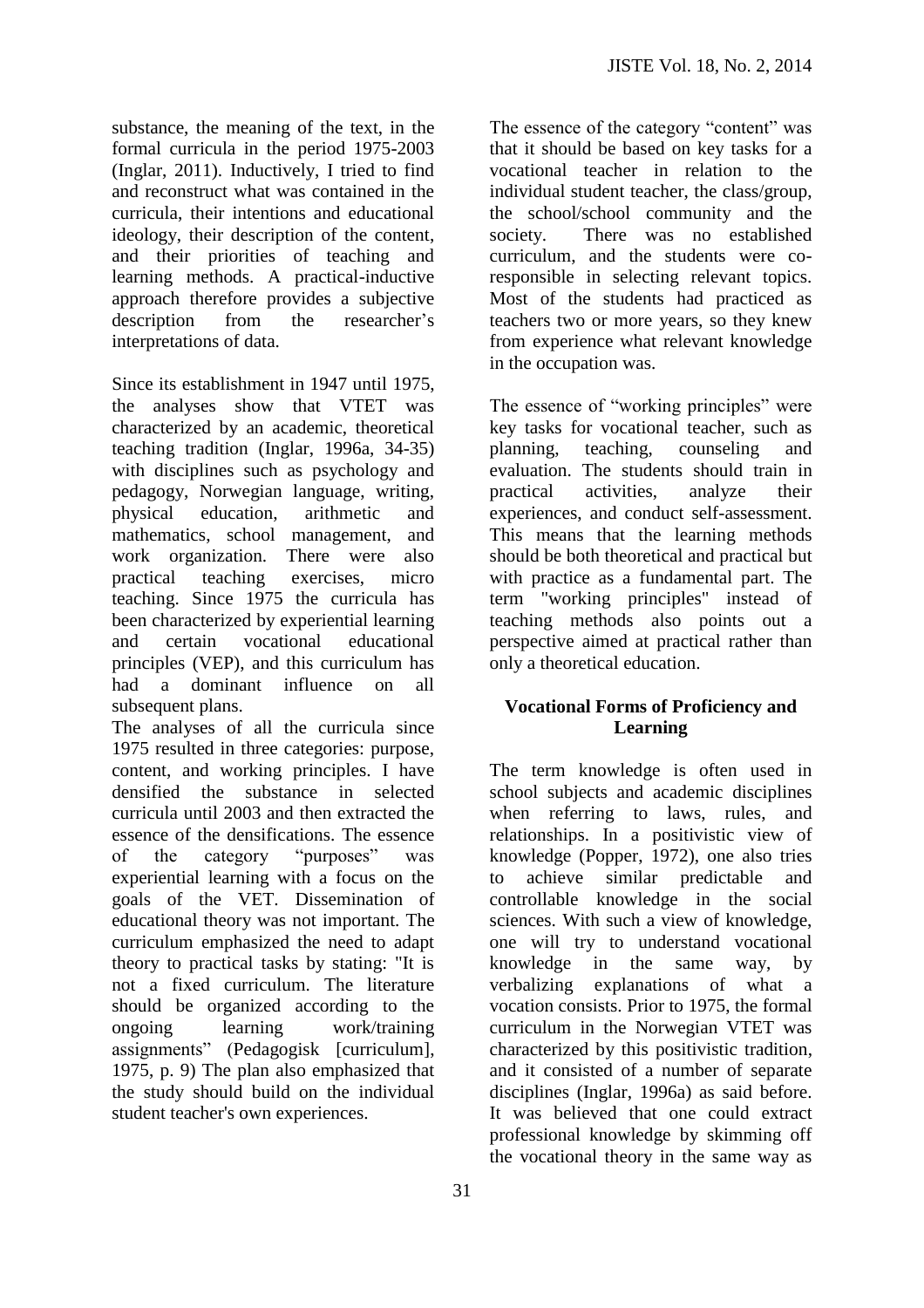substance, the meaning of the text, in the formal curricula in the period 1975-2003 (Inglar, 2011). Inductively, I tried to find and reconstruct what was contained in the curricula, their intentions and educational ideology, their description of the content, and their priorities of teaching and learning methods. A practical-inductive approach therefore provides a subjective description from the researcher's interpretations of data.

Since its establishment in 1947 until 1975, the analyses show that VTET was characterized by an academic, theoretical teaching tradition (Inglar, 1996a, 34-35) with disciplines such as psychology and pedagogy, Norwegian language, writing, physical education, arithmetic and mathematics, school management, and work organization. There were also practical teaching exercises, micro teaching. Since 1975 the curricula has been characterized by experiential learning and certain vocational educational principles (VEP), and this curriculum has had a dominant influence on all subsequent plans.

The analyses of all the curricula since 1975 resulted in three categories: purpose, content, and working principles. I have densified the substance in selected curricula until 2003 and then extracted the essence of the densifications. The essence of the category "purposes" was experiential learning with a focus on the goals of the VET. Dissemination of educational theory was not important. The curriculum emphasized the need to adapt theory to practical tasks by stating: "It is not a fixed curriculum. The literature should be organized according to the ongoing learning work/training assignments" (Pedagogisk [curriculum], 1975, p. 9) The plan also emphasized that the study should build on the individual student teacher's own experiences.

The essence of the category "content" was that it should be based on key tasks for a vocational teacher in relation to the individual student teacher, the class/group, the school/school community and the society. There was no established curriculum, and the students were co-responsible in selecting relevant topics. Most of the students had practiced as teachers two or more years, so they knew from experience what relevant knowledge in the occupation was.

The essence of "working principles" were key tasks for vocational teacher, such as planning, teaching, counseling and evaluation. The students should train in practical activities, analyze their experiences, and conduct self-assessment. This means that the learning methods should be both theoretical and practical but with practice as a fundamental part. The term "working principles" instead of teaching methods also points out a perspective aimed at practical rather than only a theoretical education.

## Vocational Forms of Proficiency and Learning

The term knowledge is often used in school subjects and academic disciplines when referring to laws, rules, and relationships. In a positivistic view of knowledge (Popper, 1972), one also tries to achieve similar predictable and controllable knowledge in the social sciences. With such a view of knowledge, one will try to understand vocational knowledge in the same way, by verbalizing explanations of what a vocation consists. Prior to 1975, the formal curriculum in the Norwegian VTET was characterized by this positivistic tradition, and it consisted of a number of separate disciplines (Inglar, 1996a) as said before. It was believed that one could extract professional knowledge by skimming off the vocational theory in the same way as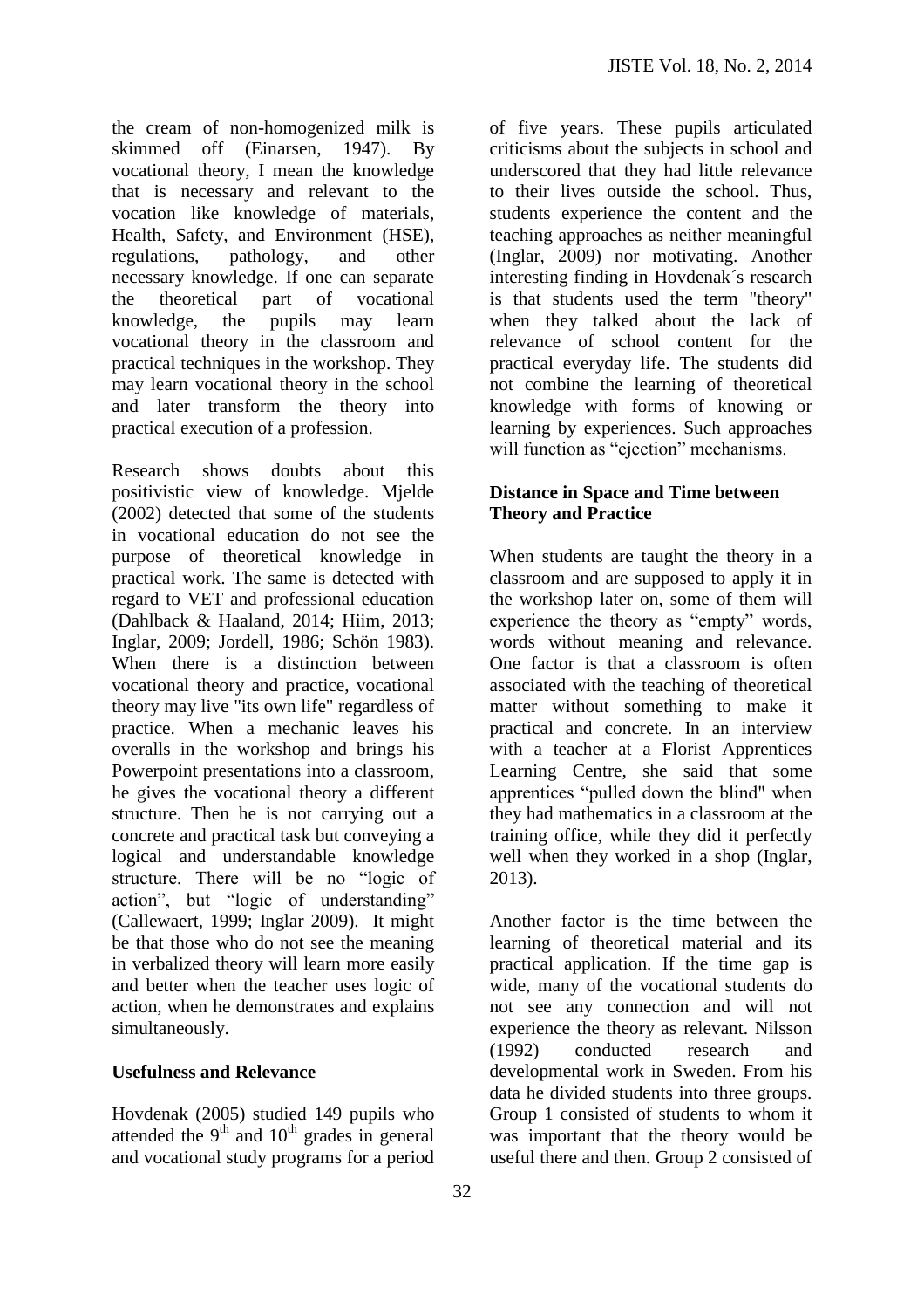the cream of non-homogenized milk is skimmed off (Einarsen, 1947). By vocational theory, I mean the knowledge that is necessary and relevant to the vocation like knowledge of materials, Health, Safety, and Environment (HSE), regulations, pathology, and other necessary knowledge. If one can separate the theoretical part of vocational knowledge, the pupils may learn vocational theory in the classroom and practical techniques in the workshop. They may learn vocational theory in the school and later transform the theory into practical execution of a profession.

Research shows doubts about this positivistic view of knowledge. Mjelde (2002) detected that some of the students in vocational education do not see the purpose of theoretical knowledge in practical work. The same is detected with regard to VET and professional education (Dahlback & Haaland, 2014; Hiim, 2013; Inglar, 2009; Jordell, 1986; Schön 1983). When there is a distinction between vocational theory and practice, vocational theory may live "its own life" regardless of practice. When a mechanic leaves his overalls in the workshop and brings his Powerpoint presentations into a classroom, he gives the vocational theory a different structure. Then he is not carrying out a concrete and practical task but conveying a logical and understandable knowledge structure. There will be no "logic of action", but "logic of understanding" (Callewaert, 1999; Inglar 2009). It might be that those who do not see the meaning in verbalized theory will learn more easily and better when the teacher uses logic of action, when he demonstrates and explains simultaneously.

**Usefulness and Relevance**

Hovdenak (2005) studied 149 pupils who attended the 9th and 10th grades in general and vocational study programs for a period of five years. These pupils articulated criticisms about the subjects in school and underscored that they had little relevance to their lives outside the school. Thus, students experience the content and the teaching approaches as neither meaningful (Inglar, 2009) nor motivating. Another interesting finding in Hovdenak´s research is that students used the term "theory" when they talked about the lack of relevance of school content for the practical everyday life. The students did not combine the learning of theoretical knowledge with forms of knowing or learning by experiences. Such approaches will function as "ejection" mechanisms.

**Distance in Space and Time between Theory and Practice**

When students are taught the theory in a classroom and are supposed to apply it in the workshop later on, some of them will experience the theory as "empty" words, words without meaning and relevance. One factor is that a classroom is often associated with the teaching of theoretical matter without something to make it practical and concrete. In an interview with a teacher at a Florist Apprentices Learning Centre, she said that some apprentices "pulled down the blind" when they had mathematics in a classroom at the training office, while they did it perfectly well when they worked in a shop (Inglar, 2013).

Another factor is the time between the learning of theoretical material and its practical application. If the time gap is wide, many of the vocational students do not see any connection and will not experience the theory as relevant. Nilsson (1992) conducted research and developmental work in Sweden. From his data he divided students into three groups. Group 1 consisted of students to whom it was important that the theory would be useful there and then. Group 2 consisted of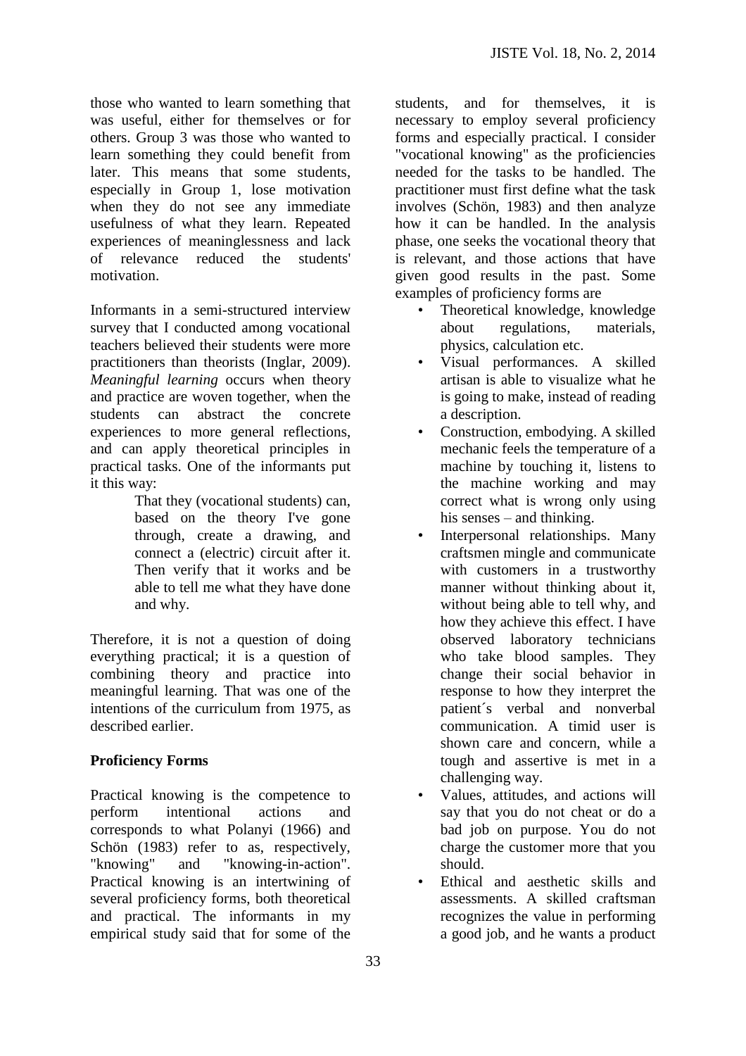those who wanted to learn something that was useful, either for themselves or for others. Group 3 was those who wanted to learn something they could benefit from later. This means that some students, especially in Group 1, lose motivation when they do not see any immediate usefulness of what they learn. Repeated experiences of meaninglessness and lack of relevance reduced the students' motivation.

Informants in a semi-structured interview survey that I conducted among vocational teachers believed their students were more practitioners than theorists (Inglar, 2009). *Meaningful learning* occurs when theory and practice are woven together, when the students can abstract the concrete experiences to more general reflections, and can apply theoretical principles in practical tasks. One of the informants put it this way:

> That they (vocational students) can, based on the theory I've gone through, create a drawing, and connect a (electric) circuit after it. Then verify that it works and be able to tell me what they have done and why.

Therefore, it is not a question of doing everything practical; it is a question of combining theory and practice into meaningful learning. That was one of the intentions of the curriculum from 1975, as described earlier.

**Proficiency Forms**

Practical knowing is the competence to perform intentional actions and corresponds to what Polanyi (1966) and Schön (1983) refer to as, respectively, "knowing" and "knowing-in-action". Practical knowing is an intertwining of several proficiency forms, both theoretical and practical. The informants in my empirical study said that for some of the students, and for themselves, it is necessary to employ several proficiency forms and especially practical. I consider "vocational knowing" as the proficiencies needed for the tasks to be handled. The practitioner must first define what the task involves (Schön, 1983) and then analyze how it can be handled. In the analysis phase, one seeks the vocational theory that is relevant, and those actions that have given good results in the past. Some examples of proficiency forms are

- Theoretical knowledge, knowledge about regulations, materials, physics, calculation etc.
- Visual performances. A skilled artisan is able to visualize what he is going to make, instead of reading a description.
- Construction, embodying. A skilled mechanic feels the temperature of a machine by touching it, listens to the machine working and may correct what is wrong only using his senses – and thinking.
- Interpersonal relationships. Many craftsmen mingle and communicate with customers in a trustworthy manner without thinking about it, without being able to tell why, and how they achieve this effect. I have observed laboratory technicians who take blood samples. They change their social behavior in response to how they interpret the patient´s verbal and nonverbal communication. A timid user is shown care and concern, while a tough and assertive is met in a challenging way.
- Values, attitudes, and actions will say that you do not cheat or do a bad job on purpose. You do not charge the customer more that you should.
- Ethical and aesthetic skills and assessments. A skilled craftsman recognizes the value in performing a good job, and he wants a product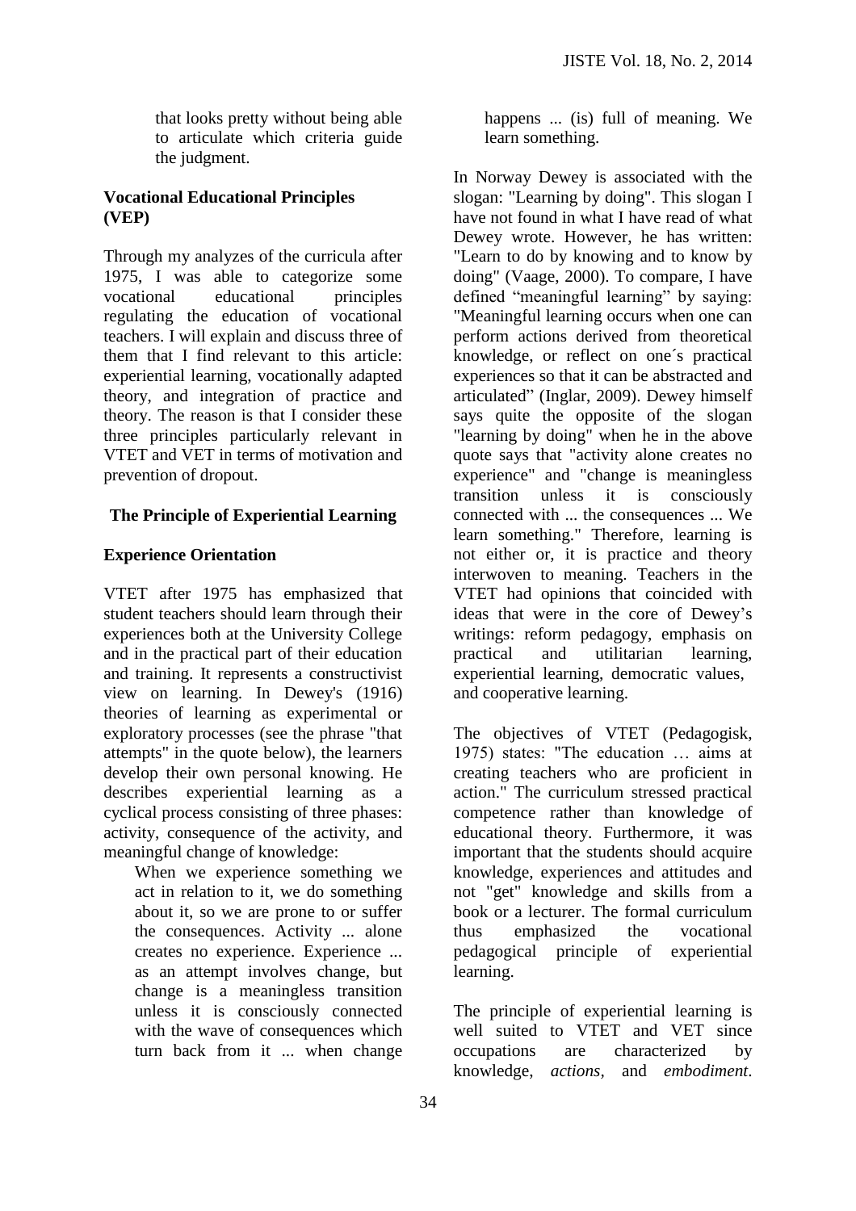that looks pretty without being able to articulate which criteria guide the judgment.

## Vocational Educational Principles (VEP)

Through my analyzes of the curricula after 1975, I was able to categorize some vocational educational principles regulating the education of vocational teachers. I will explain and discuss three of them that I find relevant to this article: experiential learning, vocationally adapted theory, and integration of practice and theory. The reason is that I consider these three principles particularly relevant in VTET and VET in terms of motivation and prevention of dropout.

### The Principle of Experiential Learning

### Experience Orientation

VTET after 1975 has emphasized that student teachers should learn through their experiences both at the University College and in the practical part of their education and training. It represents a constructivist view on learning. In Dewey's (1916) theories of learning as experimental or exploratory processes (see the phrase "that attempts" in the quote below), the learners develop their own personal knowing. He describes experiential learning as a cyclical process consisting of three phases: activity, consequence of the activity, and meaningful change of knowledge:

> When we experience something we act in relation to it, we do something about it, so we are prone to or suffer the consequences. Activity ... alone creates no experience. Experience ... as an attempt involves change, but change is a meaningless transition unless it is consciously connected with the wave of consequences which turn back from it ... when change happens ... (is) full of meaning. We learn something.

In Norway Dewey is associated with the slogan: "Learning by doing". This slogan I have not found in what I have read of what Dewey wrote. However, he has written: "Learn to do by knowing and to know by doing" (Vaage, 2000). To compare, I have defined "meaningful learning" by saying: "Meaningful learning occurs when one can perform actions derived from theoretical knowledge, or reflect on one´s practical experiences so that it can be abstracted and articulated" (Inglar, 2009). Dewey himself says quite the opposite of the slogan "learning by doing" when he in the above quote says that "activity alone creates no experience" and "change is meaningless transition unless it is consciously connected with ... the consequences ... We learn something." Therefore, learning is not either or, it is practice and theory interwoven to meaning. Teachers in the VTET had opinions that coincided with ideas that were in the core of Dewey's writings: reform pedagogy, emphasis on practical and utilitarian learning, experiential learning, democratic values, and cooperative learning.

The objectives of VTET (Pedagogisk, 1975) states: "The education … aims at creating teachers who are proficient in action." The curriculum stressed practical competence rather than knowledge of educational theory. Furthermore, it was important that the students should acquire knowledge, experiences and attitudes and not "get" knowledge and skills from a book or a lecturer. The formal curriculum thus emphasized the vocational pedagogical principle of experiential learning.

The principle of experiential learning is well suited to VTET and VET since occupations are characterized by knowledge, *actions*, and *embodiment*.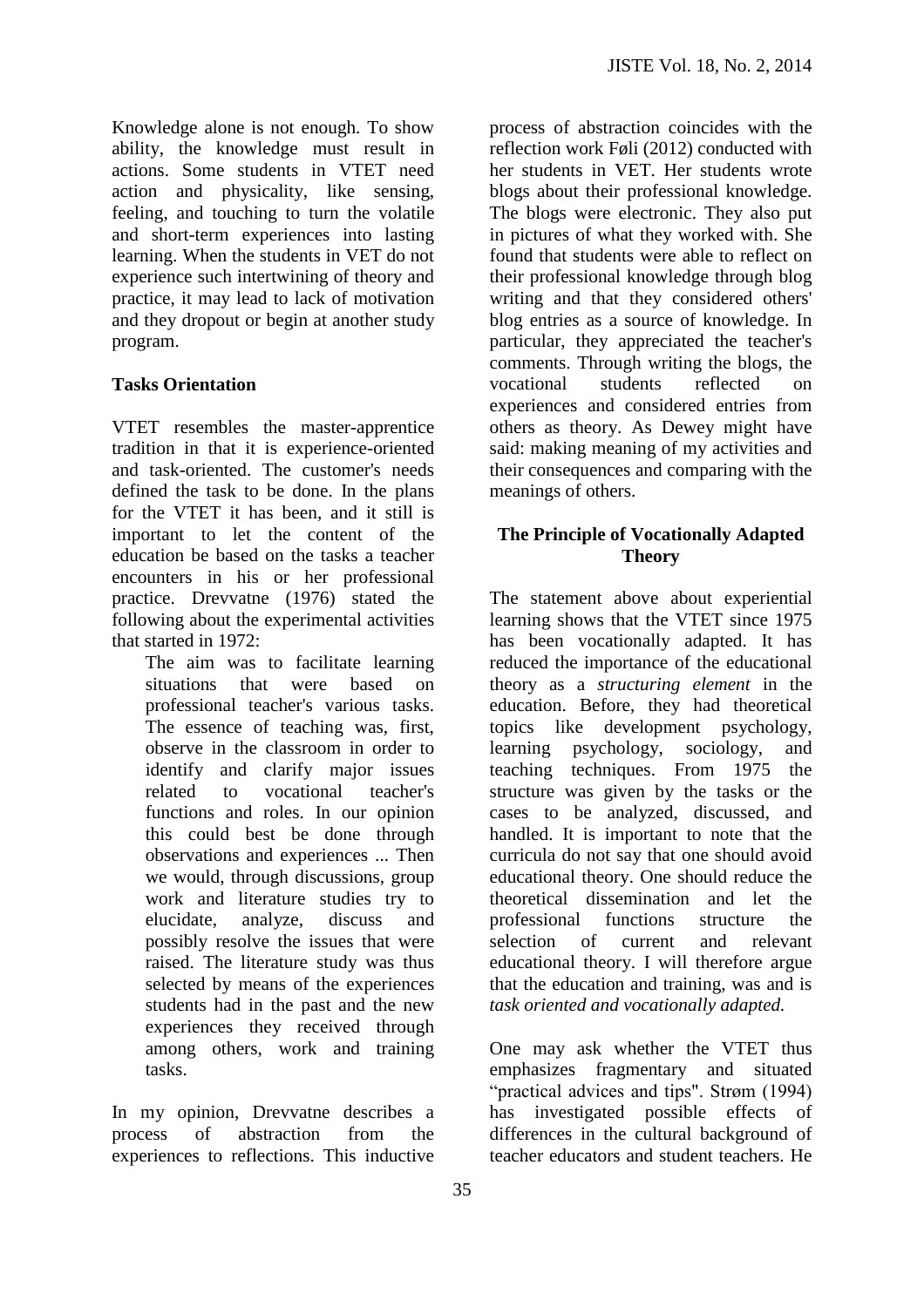Knowledge alone is not enough. To show ability, the knowledge must result in actions. Some students in VTET need action and physicality, like sensing, feeling, and touching to turn the volatile and short-term experiences into lasting learning. When the students in VET do not experience such intertwining of theory and practice, it may lead to lack of motivation and they dropout or begin at another study program.

**Tasks Orientation**

VTET resembles the master-apprentice tradition in that it is experience-oriented and task-oriented. The customer's needs defined the task to be done. In the plans for the VTET it has been, and it still is important to let the content of the education be based on the tasks a teacher encounters in his or her professional practice. Drevvatne (1976) stated the following about the experimental activities that started in 1972:

> The aim was to facilitate learning situations that were based on professional teacher's various tasks. The essence of teaching was, first, observe in the classroom in order to identify and clarify major issues related to vocational teacher's functions and roles. In our opinion this could best be done through observations and experiences ... Then we would, through discussions, group work and literature studies try to elucidate, analyze, discuss and possibly resolve the issues that were raised. The literature study was thus selected by means of the experiences students had in the past and the new experiences they received through among others, work and training tasks.

In my opinion, Drevvatne describes a process of abstraction from the experiences to reflections. This inductive process of abstraction coincides with the reflection work Føli (2012) conducted with her students in VET. Her students wrote blogs about their professional knowledge. The blogs were electronic. They also put in pictures of what they worked with. She found that students were able to reflect on their professional knowledge through blog writing and that they considered others' blog entries as a source of knowledge. In particular, they appreciated the teacher's comments. Through writing the blogs, the vocational students reflected on experiences and considered entries from others as theory. As Dewey might have said: making meaning of my activities and their consequences and comparing with the meanings of others.

**The Principle of Vocationally Adapted Theory**

The statement above about experiential learning shows that the VTET since 1975 has been vocationally adapted. It has reduced the importance of the educational theory as a *structuring element* in the education. Before, they had theoretical topics like development psychology, learning psychology, sociology, and teaching techniques. From 1975 the structure was given by the tasks or the cases to be analyzed, discussed, and handled. It is important to note that the curricula do not say that one should avoid educational theory. One should reduce the theoretical dissemination and let the professional functions structure the selection of current and relevant educational theory. I will therefore argue that the education and training, was and is *task oriented and vocationally adapted.*

One may ask whether the VTET thus emphasizes fragmentary and situated "practical advices and tips". Strøm (1994) has investigated possible effects of differences in the cultural background of teacher educators and student teachers. He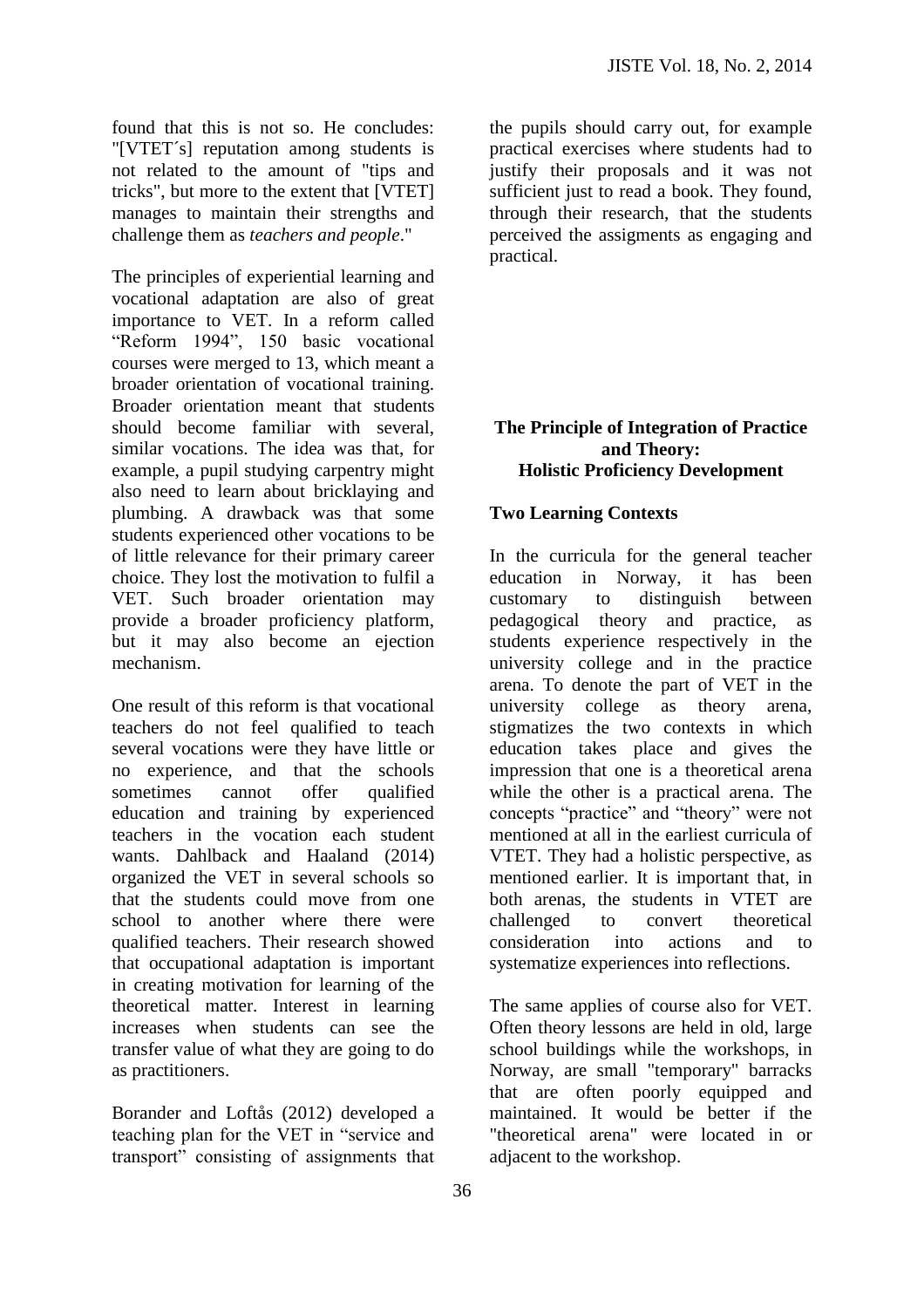found that this is not so. He concludes: "[VTET´s] reputation among students is not related to the amount of "tips and tricks", but more to the extent that [VTET] manages to maintain their strengths and challenge them as *teachers and people*."

The principles of experiential learning and vocational adaptation are also of great importance to VET. In a reform called "Reform 1994", 150 basic vocational courses were merged to 13, which meant a broader orientation of vocational training. Broader orientation meant that students should become familiar with several, similar vocations. The idea was that, for example, a pupil studying carpentry might also need to learn about bricklaying and plumbing. A drawback was that some students experienced other vocations to be of little relevance for their primary career choice. They lost the motivation to fulfil a VET. Such broader orientation may provide a broader proficiency platform, but it may also become an ejection mechanism.

One result of this reform is that vocational teachers do not feel qualified to teach several vocations were they have little or no experience, and that the schools sometimes cannot offer qualified education and training by experienced teachers in the vocation each student wants. Dahlback and Haaland (2014) organized the VET in several schools so that the students could move from one school to another where there were qualified teachers. Their research showed that occupational adaptation is important in creating motivation for learning of the theoretical matter. Interest in learning increases when students can see the transfer value of what they are going to do as practitioners.

Borander and Loftås (2012) developed a teaching plan for the VET in "service and transport" consisting of assignments that the pupils should carry out, for example practical exercises where students had to justify their proposals and it was not sufficient just to read a book. They found, through their research, that the students perceived the assigments as engaging and practical.

## The Principle of Integration of Practice and Theory: Holistic Proficiency Development

### Two Learning Contexts

In the curricula for the general teacher education in Norway, it has been customary to distinguish between pedagogical theory and practice, as students experience respectively in the university college and in the practice arena. To denote the part of VET in the university college as theory arena, stigmatizes the two contexts in which education takes place and gives the impression that one is a theoretical arena while the other is a practical arena. The concepts "practice" and "theory" were not mentioned at all in the earliest curricula of VTET. They had a holistic perspective, as mentioned earlier. It is important that, in both arenas, the students in VTET are challenged to convert theoretical consideration into actions and to systematize experiences into reflections.

The same applies of course also for VET. Often theory lessons are held in old, large school buildings while the workshops, in Norway, are small "temporary" barracks that are often poorly equipped and maintained. It would be better if the "theoretical arena" were located in or adjacent to the workshop.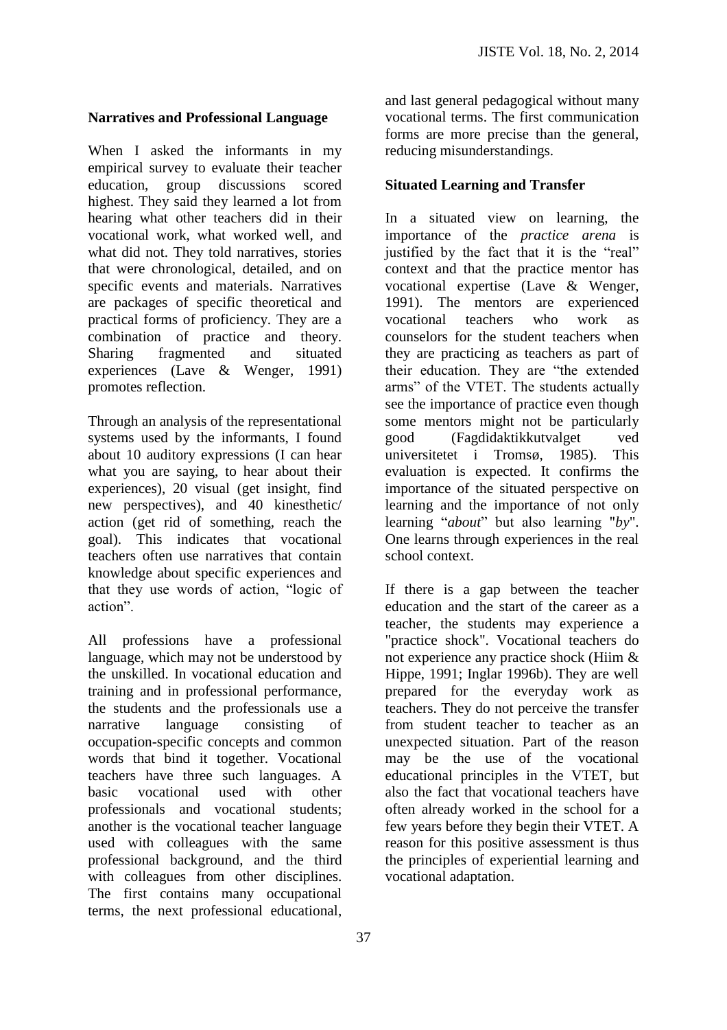## Narratives and Professional Language

When I asked the informants in my empirical survey to evaluate their teacher education, group discussions scored highest. They said they learned a lot from hearing what other teachers did in their vocational work, what worked well, and what did not. They told narratives, stories that were chronological, detailed, and on specific events and materials. Narratives are packages of specific theoretical and practical forms of proficiency. They are a combination of practice and theory. Sharing fragmented and situated experiences (Lave & Wenger, 1991) promotes reflection.

Through an analysis of the representational systems used by the informants, I found about 10 auditory expressions (I can hear what you are saying, to hear about their experiences), 20 visual (get insight, find new perspectives), and 40 kinesthetic/ action (get rid of something, reach the goal). This indicates that vocational teachers often use narratives that contain knowledge about specific experiences and that they use words of action, "logic of action".

All professions have a professional language, which may not be understood by the unskilled. In vocational education and training and in professional performance, the students and the professionals use a narrative language consisting of occupation-specific concepts and common words that bind it together. Vocational teachers have three such languages. A basic vocational used with other professionals and vocational students; another is the vocational teacher language used with colleagues with the same professional background, and the third with colleagues from other disciplines. The first contains many occupational terms, the next professional educational, and last general pedagogical without many vocational terms. The first communication forms are more precise than the general, reducing misunderstandings.

## Situated Learning and Transfer

In a situated view on learning, the importance of the *practice arena* is justified by the fact that it is the "real" context and that the practice mentor has vocational expertise (Lave & Wenger, 1991). The mentors are experienced vocational teachers who work as counselors for the student teachers when they are practicing as teachers as part of their education. They are "the extended arms" of the VTET. The students actually see the importance of practice even though some mentors might not be particularly good (Fagdidaktikkutvalget ved universitetet i Tromsø, 1985). This evaluation is expected. It confirms the importance of the situated perspective on learning and the importance of not only learning "*about*" but also learning "*by*". One learns through experiences in the real school context.

If there is a gap between the teacher education and the start of the career as a teacher, the students may experience a "practice shock". Vocational teachers do not experience any practice shock (Hiim & Hippe, 1991; Inglar 1996b). They are well prepared for the everyday work as teachers. They do not perceive the transfer from student teacher to teacher as an unexpected situation. Part of the reason may be the use of the vocational educational principles in the VTET, but also the fact that vocational teachers have often already worked in the school for a few years before they begin their VTET. A reason for this positive assessment is thus the principles of experiential learning and vocational adaptation.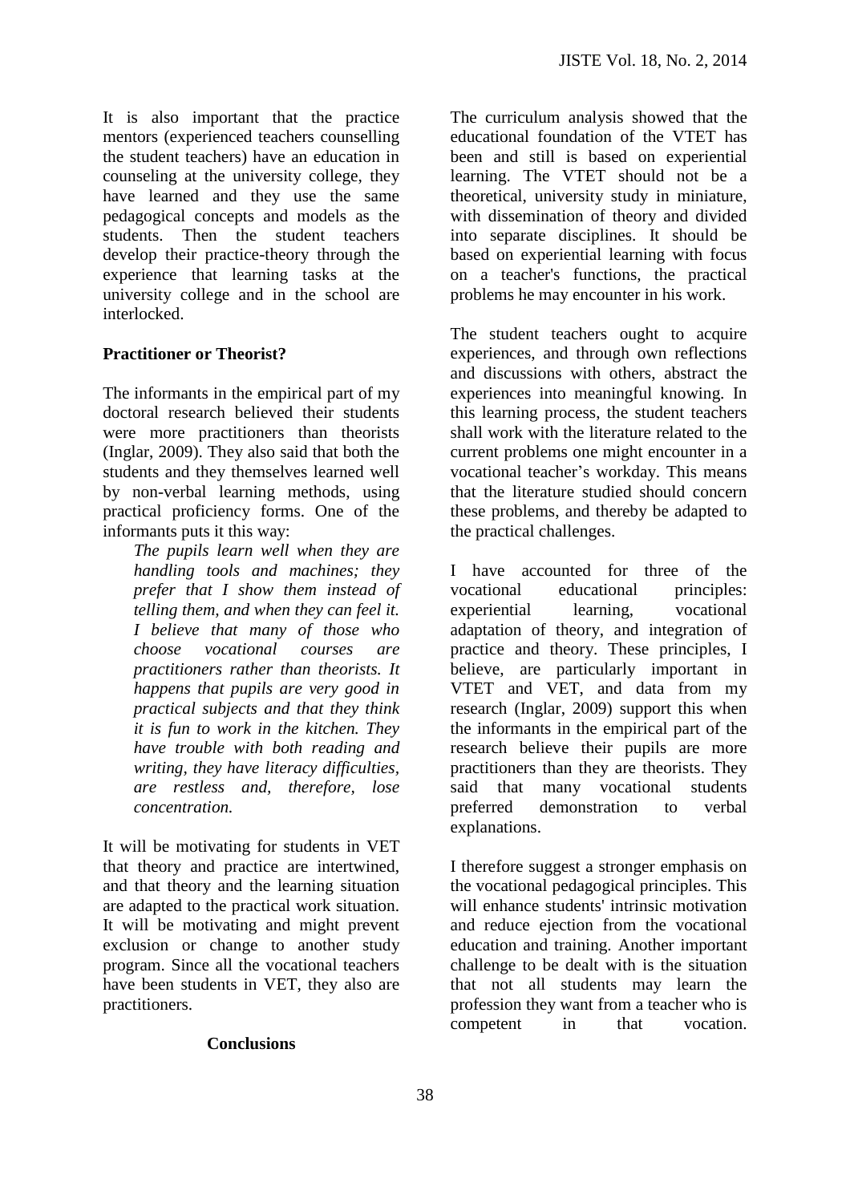It is also important that the practice mentors (experienced teachers counselling the student teachers) have an education in counseling at the university college, they have learned and they use the same pedagogical concepts and models as the students. Then the student teachers develop their practice-theory through the experience that learning tasks at the university college and in the school are interlocked.

**Practitioner or Theorist?**

The informants in the empirical part of my doctoral research believed their students were more practitioners than theorists (Inglar, 2009). They also said that both the students and they themselves learned well by non-verbal learning methods, using practical proficiency forms. One of the informants puts it this way:

> *The pupils learn well when they are handling tools and machines; they prefer that I show them instead of telling them, and when they can feel it. I believe that many of those who choose vocational courses are practitioners rather than theorists. It happens that pupils are very good in practical subjects and that they think it is fun to work in the kitchen. They have trouble with both reading and writing, they have literacy difficulties, are restless and, therefore, lose concentration.*

It will be motivating for students in VET that theory and practice are intertwined, and that theory and the learning situation are adapted to the practical work situation. It will be motivating and might prevent exclusion or change to another study program. Since all the vocational teachers have been students in VET, they also are practitioners.

**Conclusions**

The curriculum analysis showed that the educational foundation of the VTET has been and still is based on experiential learning. The VTET should not be a theoretical, university study in miniature, with dissemination of theory and divided into separate disciplines. It should be based on experiential learning with focus on a teacher's functions, the practical problems he may encounter in his work.

The student teachers ought to acquire experiences, and through own reflections and discussions with others, abstract the experiences into meaningful knowing. In this learning process, the student teachers shall work with the literature related to the current problems one might encounter in a vocational teacher's workday. This means that the literature studied should concern these problems, and thereby be adapted to the practical challenges.

I have accounted for three of the vocational educational principles: experiential learning, vocational adaptation of theory, and integration of practice and theory. These principles, I believe, are particularly important in VTET and VET, and data from my research (Inglar, 2009) support this when the informants in the empirical part of the research believe their pupils are more practitioners than they are theorists. They said that many vocational students preferred demonstration to verbal explanations.

I therefore suggest a stronger emphasis on the vocational pedagogical principles. This will enhance students' intrinsic motivation and reduce ejection from the vocational education and training. Another important challenge to be dealt with is the situation that not all students may learn the profession they want from a teacher who is competent in that vocation.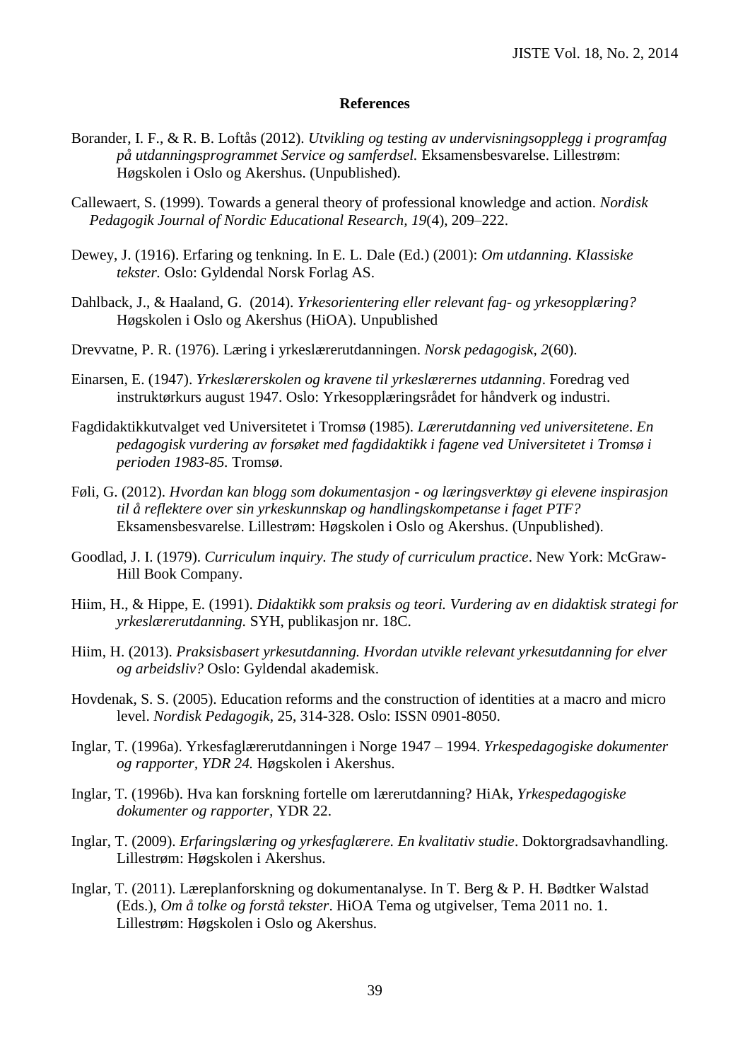## References

Borander, I. F., & R. B. Loftås (2012). *Utvikling og testing av undervisningsopplegg i programfag på utdanningsprogrammet Service og samferdsel.* Eksamensbesvarelse. Lillestrøm: Høgskolen i Oslo og Akershus. (Unpublished).

Callewaert, S. (1999). Towards a general theory of professional knowledge and action. *Nordisk Pedagogik Journal of Nordic Educational Research, 19*(4), 209–222.

Dewey, J. (1916). Erfaring og tenkning. In E. L. Dale (Ed.) (2001): *Om utdanning. Klassiske tekster.* Oslo: Gyldendal Norsk Forlag AS.

Dahlback, J., & Haaland, G. (2014). *Yrkesorientering eller relevant fag- og yrkesopplæring?* Høgskolen i Oslo og Akershus (HiOA). Unpublished

Drevvatne, P. R. (1976). Læring i yrkeslærerutdanningen. *Norsk pedagogisk, 2*(60).

Einarsen, E. (1947). *Yrkeslærerskolen og kravene til yrkeslærernes utdanning*. Foredrag ved instruktørkurs august 1947. Oslo: Yrkesopplæringsrådet for håndverk og industri.

Fagdidaktikkutvalget ved Universitetet i Tromsø (1985). *Lærerutdanning ved universitetene*. *En pedagogisk vurdering av forsøket med fagdidaktikk i fagene ved Universitetet i Tromsø i perioden 1983-85.* Tromsø.

Føli, G. (2012). *Hvordan kan blogg som dokumentasjon - og læringsverktøy gi elevene inspirasjon til å reflektere over sin yrkeskunnskap og handlingskompetanse i faget PTF?* Eksamensbesvarelse. Lillestrøm: Høgskolen i Oslo og Akershus. (Unpublished).

Goodlad, J. I. (1979). *Curriculum inquiry. The study of curriculum practice*. New York: McGraw-Hill Book Company.

Hiim, H., & Hippe, E. (1991). *Didaktikk som praksis og teori. Vurdering av en didaktisk strategi for yrkeslærerutdanning.* SYH, publikasjon nr. 18C.

Hiim, H. (2013). *Praksisbasert yrkesutdanning. Hvordan utvikle relevant yrkesutdanning for elver og arbeidsliv?* Oslo: Gyldendal akademisk.

Hovdenak, S. S. (2005). Education reforms and the construction of identities at a macro and micro level. *Nordisk Pedagogik*, 25, 314-328. Oslo: ISSN 0901-8050.

Inglar, T. (1996a). Yrkesfaglærerutdanningen i Norge 1947 – 1994. *Yrkespedagogiske dokumenter og rapporter, YDR 24.* Høgskolen i Akershus.

Inglar, T. (1996b). Hva kan forskning fortelle om lærerutdanning? HiAk, *Yrkespedagogiske dokumenter og rapporter,* YDR 22.

Inglar, T. (2009). *Erfaringslæring og yrkesfaglærere. En kvalitativ studie*. Doktorgradsavhandling. Lillestrøm: Høgskolen i Akershus.

Inglar, T. (2011). Læreplanforskning og dokumentanalyse. In T. Berg & P. H. Bødtker Walstad (Eds.), *Om å tolke og forstå tekster*. HiOA Tema og utgivelser, Tema 2011 no. 1. Lillestrøm: Høgskolen i Oslo og Akershus.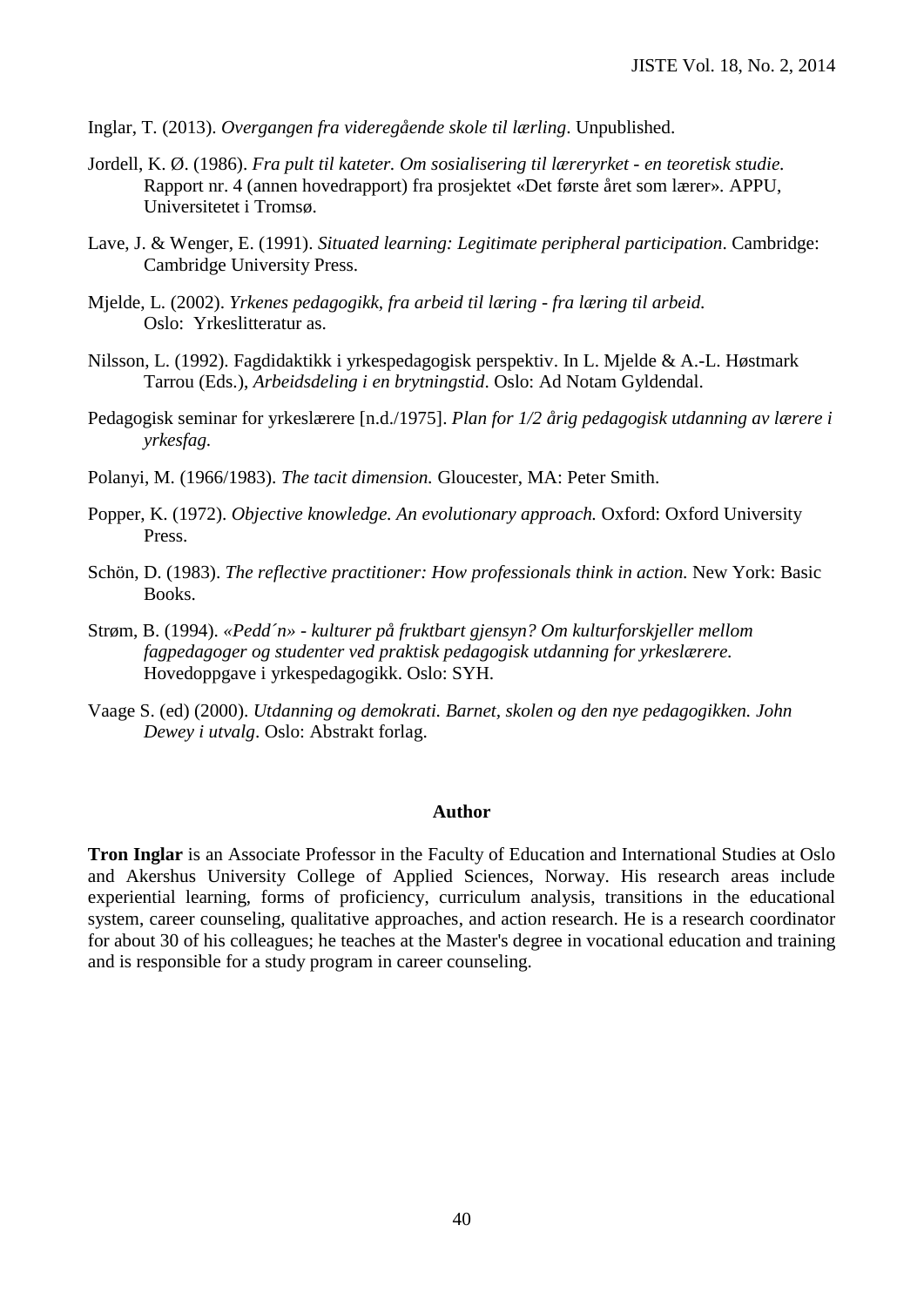Inglar, T. (2013). *Overgangen fra videregående skole til lærling*. Unpublished.

Jordell, K. Ø. (1986). *Fra pult til kateter. Om sosialisering til læreryrket - en teoretisk studie.* Rapport nr. 4 (annen hovedrapport) fra prosjektet «Det første året som lærer». APPU, Universitetet i Tromsø.

Lave, J. & Wenger, E. (1991). *Situated learning: Legitimate peripheral participation*. Cambridge: Cambridge University Press.

Mjelde, L. (2002). *Yrkenes pedagogikk, fra arbeid til læring - fra læring til arbeid.* Oslo: Yrkeslitteratur as.

Nilsson, L. (1992). Fagdidaktikk i yrkespedagogisk perspektiv. In L. Mjelde & A.-L. Høstmark Tarrou (Eds.), *Arbeidsdeling i en brytningstid*. Oslo: Ad Notam Gyldendal.

Pedagogisk seminar for yrkeslærere [n.d./1975]. *Plan for 1/2 årig pedagogisk utdanning av lærere i yrkesfag.*

Polanyi, M. (1966/1983). *The tacit dimension.* Gloucester, MA: Peter Smith.

Popper, K. (1972). *Objective knowledge. An evolutionary approach.* Oxford: Oxford University Press.

Schön, D. (1983). *The reflective practitioner: How professionals think in action.* New York: Basic Books.

Strøm, B. (1994). *«Pedd´n» - kulturer på fruktbart gjensyn? Om kulturforskjeller mellom fagpedagoger og studenter ved praktisk pedagogisk utdanning for yrkeslærere.* Hovedoppgave i yrkespedagogikk. Oslo: SYH.

Vaage S. (ed) (2000). *Utdanning og demokrati. Barnet, skolen og den nye pedagogikken. John Dewey i utvalg*. Oslo: Abstrakt forlag.

## Author

**Tron Inglar** is an Associate Professor in the Faculty of Education and International Studies at Oslo and Akershus University College of Applied Sciences, Norway. His research areas include experiential learning, forms of proficiency, curriculum analysis, transitions in the educational system, career counseling, qualitative approaches, and action research. He is a research coordinator for about 30 of his colleagues; he teaches at the Master's degree in vocational education and training and is responsible for a study program in career counseling.